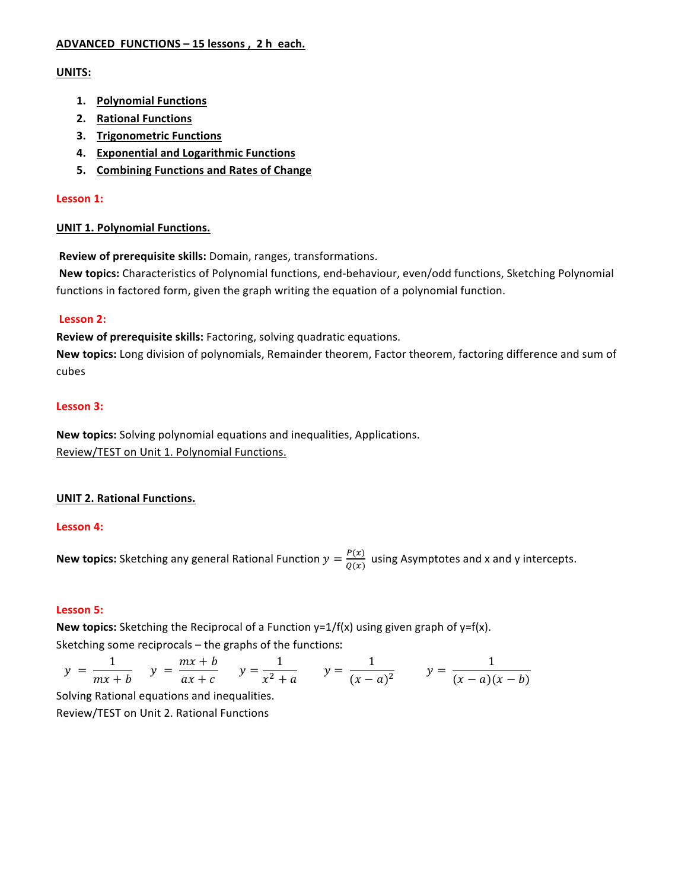**ADVANCED FUNCTIONS – 15 lessons , 2 h each.**

**UNITS:**

1. **Polynomial Functions**
2. **Rational Functions**
3. **Trigonometric Functions**
4. **Exponential and Logarithmic Functions**
5. **Combining Functions and Rates of Change**

**Lesson 1:**

**UNIT 1. Polynomial Functions.**

**Review of prerequisite skills:** Domain, ranges, transformations.

**New topics:** Characteristics of Polynomial functions, end-behaviour, even/odd functions, Sketching Polynomial functions in factored form, given the graph writing the equation of a polynomial function.

**Lesson 2:**

**Review of prerequisite skills:** Factoring, solving quadratic equations.

**New topics:** Long division of polynomials, Remainder theorem, Factor theorem, factoring difference and sum of cubes

**Lesson 3:**

**New topics:** Solving polynomial equations and inequalities, Applications.

Review/TEST on Unit 1. Polynomial Functions.

**UNIT 2. Rational Functions.**

**Lesson 4:**

**New topics:** Sketching any general Rational Function $y = \frac{P(x)}{Q(x)}$ using Asymptotes and x and y intercepts.

**Lesson 5:**

**New topics:** Sketching the Reciprocal of a Function y=1/f(x) using given graph of y=f(x).

Sketching some reciprocals – the graphs of the functions:

$$y = \frac{1}{mx+b} \qquad y = \frac{mx+b}{ax+c} \qquad y = \frac{1}{x^2+a} \qquad y = \frac{1}{(x-a)^2} \qquad y = \frac{1}{(x-a)(x-b)}$$

Solving Rational equations and inequalities.

Review/TEST on Unit 2. Rational Functions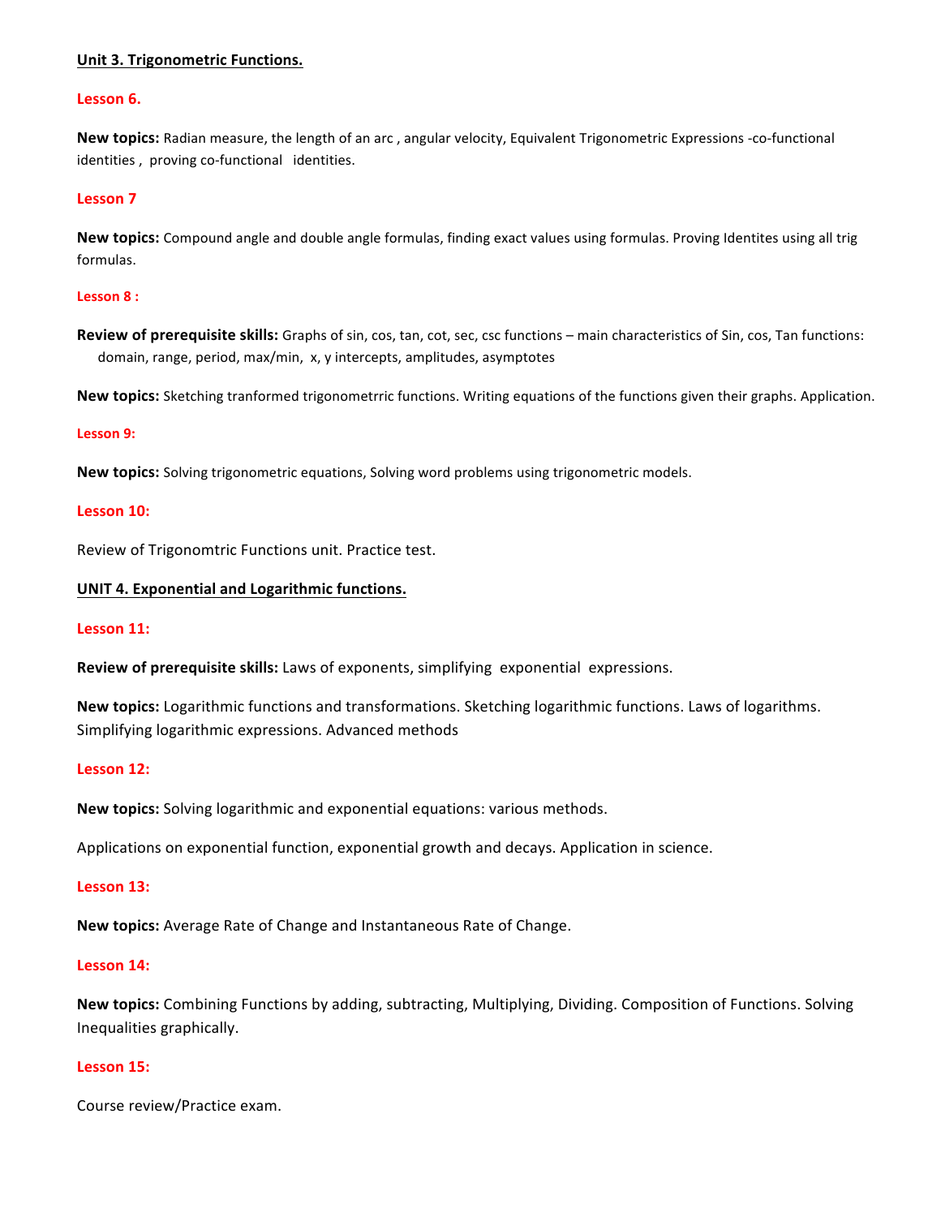## Unit 3. Trigonometric Functions.

### Lesson 6.

**New topics:** Radian measure, the length of an arc , angular velocity, Equivalent Trigonometric Expressions -co-functional identities , proving co-functional identities.

### Lesson 7

**New topics:** Compound angle and double angle formulas, finding exact values using formulas. Proving Identites using all trig formulas.

### Lesson 8 :

**Review of prerequisite skills:** Graphs of sin, cos, tan, cot, sec, csc functions – main characteristics of Sin, cos, Tan functions: domain, range, period, max/min, x, y intercepts, amplitudes, asymptotes

**New topics:** Sketching tranformed trigonometrric functions. Writing equations of the functions given their graphs. Application.

### Lesson 9:

**New topics:** Solving trigonometric equations, Solving word problems using trigonometric models.

### Lesson 10:

Review of Trigonomtric Functions unit. Practice test.

## UNIT 4. Exponential and Logarithmic functions.

### Lesson 11:

**Review of prerequisite skills:** Laws of exponents, simplifying exponential expressions.

**New topics:** Logarithmic functions and transformations. Sketching logarithmic functions. Laws of logarithms. Simplifying logarithmic expressions. Advanced methods

### Lesson 12:

**New topics:** Solving logarithmic and exponential equations: various methods.

Applications on exponential function, exponential growth and decays. Application in science.

### Lesson 13:

**New topics:** Average Rate of Change and Instantaneous Rate of Change.

### Lesson 14:

**New topics:** Combining Functions by adding, subtracting, Multiplying, Dividing. Composition of Functions. Solving Inequalities graphically.

### Lesson 15:

Course review/Practice exam.